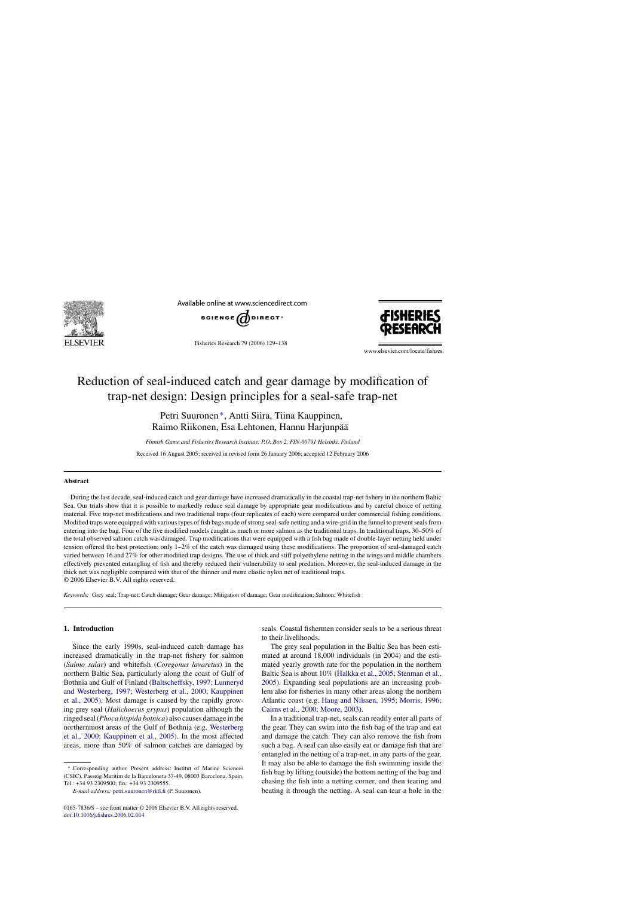# Reduction of seal-induced catch and gear damage by modification of trap-net design: Design principles for a seal-safe trap-net

Petri Suuronen*, Antti Siira, Tiina Kauppinen, Raimo Riikonen, Esa Lehtonen, Hannu Harjunpää

*Finnish Game and Fisheries Research Institute, P.O. Box 2, FIN-00791 Helsinki, Finland*

Received 16 August 2005; received in revised form 26 January 2006; accepted 12 February 2006

## Abstract

During the last decade, seal-induced catch and gear damage have increased dramatically in the coastal trap-net fishery in the northern Baltic Sea. Our trials show that it is possible to markedly reduce seal damage by appropriate gear modifications and by careful choice of netting material. Five trap-net modifications and two traditional traps (four replicates of each) were compared under commercial fishing conditions. Modified traps were equipped with various types of fish bags made of strong seal-safe netting and a wire-grid in the funnel to prevent seals from entering into the bag. Four of the five modified models caught as much or more salmon as the traditional traps. In traditional traps, 30–50% of the total observed salmon catch was damaged. Trap modifications that were equipped with a fish bag made of double-layer netting held under tension offered the best protection; only 1–2% of the catch was damaged using these modifications. The proportion of seal-damaged catch varied between 16 and 27% for other modified trap designs. The use of thick and stiff polyethylene netting in the wings and middle chambers effectively prevented entangling of fish and thereby reduced their vulnerability to seal predation. Moreover, the seal-induced damage in the thick net was negligible compared with that of the thinner and more elastic nylon net of traditional traps.

© 2006 Elsevier B.V. All rights reserved.

*Keywords:* Grey seal; Trap-net; Catch damage; Gear damage; Mitigation of damage; Gear modification; Salmon; Whitefish

## 1. Introduction

Since the early 1990s, seal-induced catch damage has increased dramatically in the trap-net fishery for salmon (*Salmo salar*) and whitefish (*Coregonus lavaretus*) in the northern Baltic Sea, particularly along the coast of Gulf of Bothnia and Gulf of Finland (Baltscheffsky, 1997; Lunneryd and Westerberg, 1997; Westerberg et al., 2000; Kauppinen et al., 2005). Most damage is caused by the rapidly growing grey seal (*Halichoerus grypus*) population although the ringed seal (*Phoca hispida botnica*) also causes damage in the northernmost areas of the Gulf of Bothnia (e.g. Westerberg et al., 2000; Kauppinen et al., 2005). In the most affected areas, more than 50% of salmon catches are damaged by seals. Coastal fishermen consider seals to be a serious threat to their livelihoods.

The grey seal population in the Baltic Sea has been estimated at around 18,000 individuals (in 2004) and the estimated yearly growth rate for the population in the northern Baltic Sea is about 10% (Halkka et al., 2005; Stenman et al., 2005). Expanding seal populations are an increasing problem also for fisheries in many other areas along the northern Atlantic coast (e.g. Haug and Nilssen, 1995; Morris, 1996; Cairns et al., 2000; Moore, 2003).

In a traditional trap-net, seals can readily enter all parts of the gear. They can swim into the fish bag of the trap and eat and damage the catch. They can also remove the fish from such a bag. A seal can also easily eat or damage fish that are entangled in the netting of a trap-net, in any parts of the gear. It may also be able to damage the fish swimming inside the fish bag by lifting (outside) the bottom netting of the bag and chasing the fish into a netting corner, and then tearing and beating it through the netting. A seal can tear a hole in the

---

* Corresponding author. Present address: Institut of Marine Sciences (CSIC), Passeig Maritim de la Barceloneta 37-49, 08003 Barcelona, Spain. Tel.: +34 93 2309500; fax: +34 93 2309555.

*E-mail address:* petri.suuronen@rktl.fi (P. Suuronen).

0165-7836/$ – see front matter © 2006 Elsevier B.V. All rights reserved.
doi:10.1016/j.fishres.2006.02.014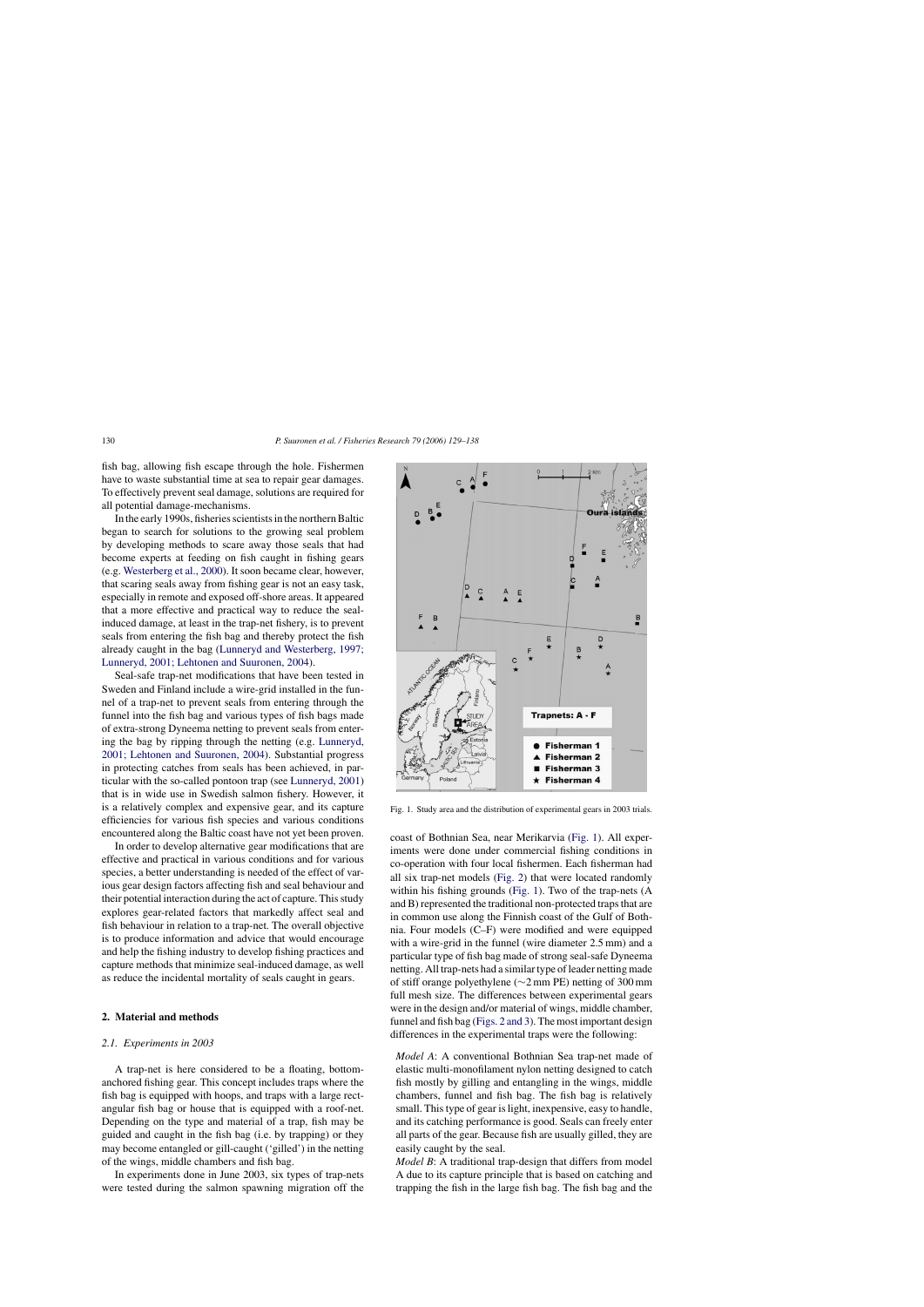fish bag, allowing fish escape through the hole. Fishermen have to waste substantial time at sea to repair gear damages. To effectively prevent seal damage, solutions are required for all potential damage-mechanisms.

In the early 1990s, fisheries scientists in the northern Baltic began to search for solutions to the growing seal problem by developing methods to scare away those seals that had become experts at feeding on fish caught in fishing gears (e.g. Westerberg et al., 2000). It soon became clear, however, that scaring seals away from fishing gear is not an easy task, especially in remote and exposed off-shore areas. It appeared that a more effective and practical way to reduce the seal-induced damage, at least in the trap-net fishery, is to prevent seals from entering the fish bag and thereby protect the fish already caught in the bag (Lunneryd and Westerberg, 1997; Lunneryd, 2001; Lehtonen and Suuronen, 2004).

Seal-safe trap-net modifications that have been tested in Sweden and Finland include a wire-grid installed in the funnel of a trap-net to prevent seals from entering through the funnel into the fish bag and various types of fish bags made of extra-strong Dyneema netting to prevent seals from entering the bag by ripping through the netting (e.g. Lunneryd, 2001; Lehtonen and Suuronen, 2004). Substantial progress in protecting catches from seals has been achieved, in particular with the so-called pontoon trap (see Lunneryd, 2001) that is in wide use in Swedish salmon fishery. However, it is a relatively complex and expensive gear, and its capture efficiencies for various fish species and various conditions encountered along the Baltic coast have not yet been proven.

In order to develop alternative gear modifications that are effective and practical in various conditions and for various species, a better understanding is needed of the effect of various gear design factors affecting fish and seal behaviour and their potential interaction during the act of capture. This study explores gear-related factors that markedly affect seal and fish behaviour in relation to a trap-net. The overall objective is to produce information and advice that would encourage and help the fishing industry to develop fishing practices and capture methods that minimize seal-induced damage, as well as reduce the incidental mortality of seals caught in gears.

## 2. Material and methods

### 2.1. Experiments in 2003

A trap-net is here considered to be a floating, bottom-anchored fishing gear. This concept includes traps where the fish bag is equipped with hoops, and traps with a large rectangular fish bag or house that is equipped with a roof-net. Depending on the type and material of a trap, fish may be guided and caught in the fish bag (i.e. by trapping) or they may become entangled or gill-caught ('gilled') in the netting of the wings, middle chambers and fish bag.

In experiments done in June 2003, six types of trap-nets were tested during the salmon spawning migration off the coast of Bothnian Sea, near Merikarvia (Fig. 1). All experiments were done under commercial fishing conditions in co-operation with four local fishermen. Each fisherman had all six trap-net models (Fig. 2) that were located randomly within his fishing grounds (Fig. 1). Two of the trap-nets (A and B) represented the traditional non-protected traps that are in common use along the Finnish coast of the Gulf of Bothnia. Four models (C–F) were modified and were equipped with a wire-grid in the funnel (wire diameter 2.5 mm) and a particular type of fish bag made of strong seal-safe Dyneema netting. All trap-nets had a similar type of leader netting made of stiff orange polyethylene (~2 mm PE) netting of 300 mm full mesh size. The differences between experimental gears were in the design and/or material of wings, middle chamber, funnel and fish bag (Figs. 2 and 3). The most important design differences in the experimental traps were the following:

Fig. 1. Study area and the distribution of experimental gears in 2003 trials.

*Model A*: A conventional Bothnian Sea trap-net made of elastic multi-monofilament nylon netting designed to catch fish mostly by gilling and entangling in the wings, middle chambers, funnel and fish bag. The fish bag is relatively small. This type of gear is light, inexpensive, easy to handle, and its catching performance is good. Seals can freely enter all parts of the gear. Because fish are usually gilled, they are easily caught by the seal.

*Model B*: A traditional trap-design that differs from model A due to its capture principle that is based on catching and trapping the fish in the large fish bag. The fish bag and the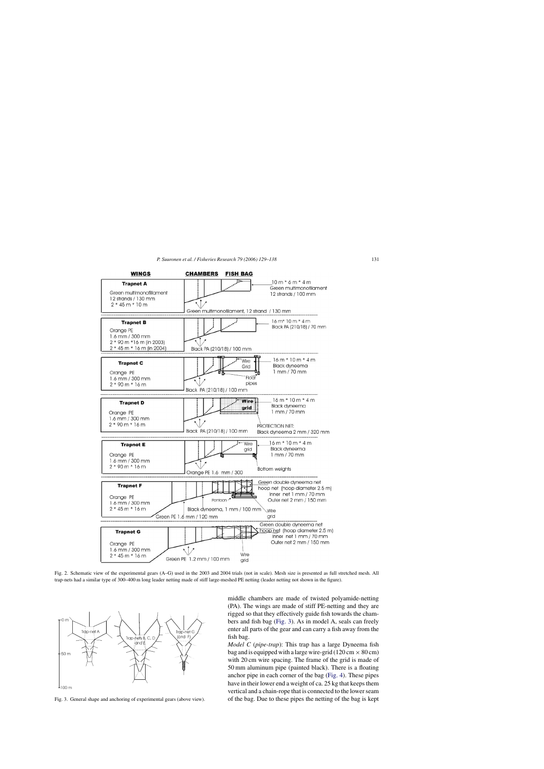Fig. 2. Schematic view of the experimental gears (A–G) used in the 2003 and 2004 trials (not in scale). Mesh size is presented as full stretched mesh. All trap-nets had a similar type of 300–400 m long leader netting made of stiff large-meshed PE netting (leader netting not shown in the figure).

Fig. 3. General shape and anchoring of experimental gears (above view).

middle chambers are made of twisted polyamide-netting (PA). The wings are made of stiff PE-netting and they are rigged so that they effectively guide fish towards the chambers and fish bag (Fig. 3). As in model A, seals can freely enter all parts of the gear and can carry a fish away from the fish bag.

*Model C* (*pipe-trap*): This trap has a large Dyneema fish bag and is equipped with a large wire-grid (120 cm × 80 cm) with 20 cm wire spacing. The frame of the grid is made of 50 mm aluminum pipe (painted black). There is a floating anchor pipe in each corner of the bag (Fig. 4). These pipes have in their lower end a weight of ca. 25 kg that keeps them vertical and a chain-rope that is connected to the lower seam of the bag. Due to these pipes the netting of the bag is kept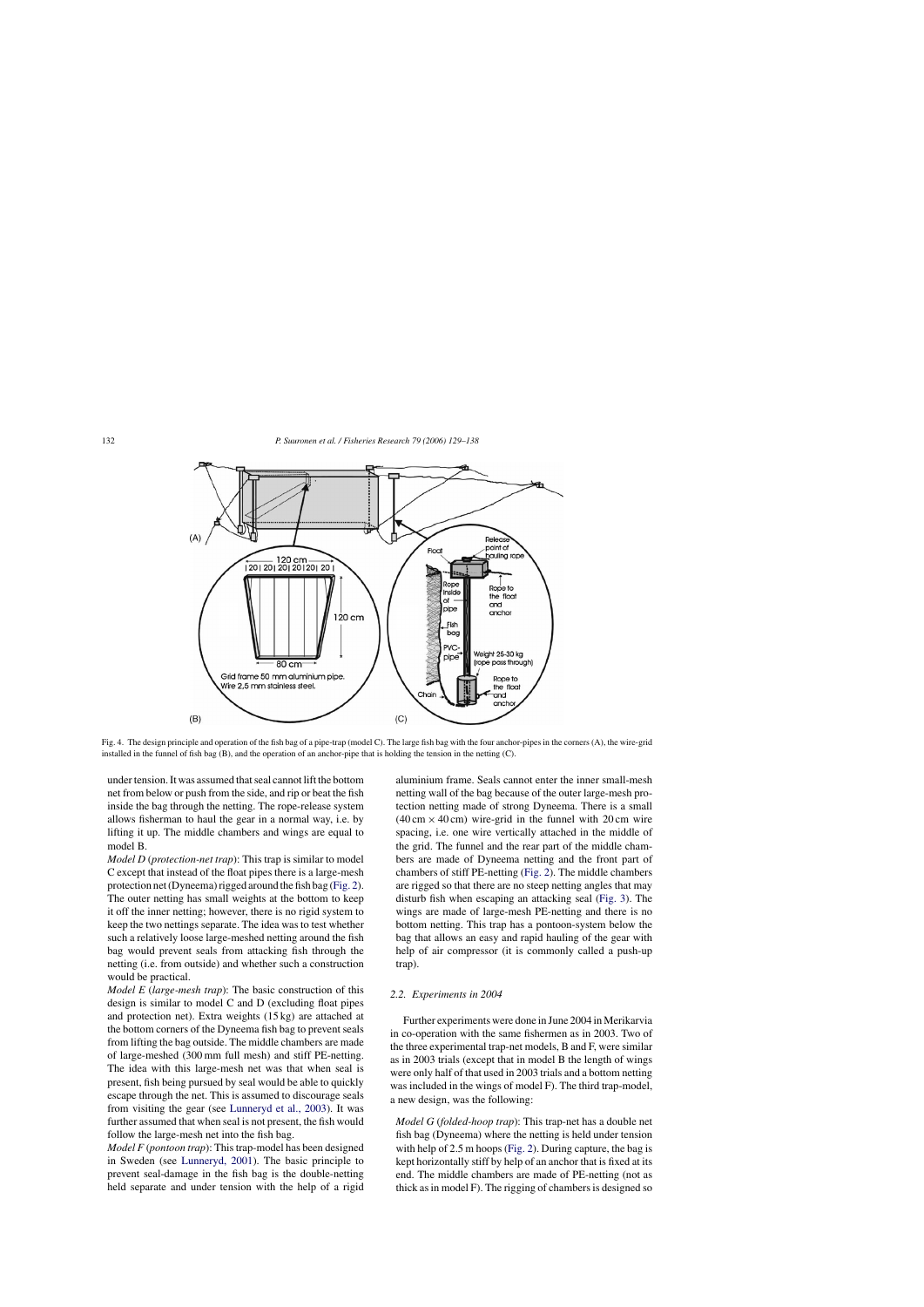Fig. 4. The design principle and operation of the fish bag of a pipe-trap (model C). The large fish bag with the four anchor-pipes in the corners (A), the wire-grid installed in the funnel of fish bag (B), and the operation of an anchor-pipe that is holding the tension in the netting (C).

under tension. It was assumed that seal cannot lift the bottom net from below or push from the side, and rip or beat the fish inside the bag through the netting. The rope-release system allows fisherman to haul the gear in a normal way, i.e. by lifting it up. The middle chambers and wings are equal to model B.

*Model D* (*protection-net trap*): This trap is similar to model C except that instead of the float pipes there is a large-mesh protection net (Dyneema) rigged around the fish bag (Fig. 2). The outer netting has small weights at the bottom to keep it off the inner netting; however, there is no rigid system to keep the two nettings separate. The idea was to test whether such a relatively loose large-meshed netting around the fish bag would prevent seals from attacking fish through the netting (i.e. from outside) and whether such a construction would be practical.

*Model E* (*large-mesh trap*): The basic construction of this design is similar to model C and D (excluding float pipes and protection net). Extra weights (15 kg) are attached at the bottom corners of the Dyneema fish bag to prevent seals from lifting the bag outside. The middle chambers are made of large-meshed (300 mm full mesh) and stiff PE-netting. The idea with this large-mesh net was that when seal is present, fish being pursued by seal would be able to quickly escape through the net. This is assumed to discourage seals from visiting the gear (see Lunneryd et al., 2003). It was further assumed that when seal is not present, the fish would follow the large-mesh net into the fish bag.

*Model F* (*pontoon trap*): This trap-model has been designed in Sweden (see Lunneryd, 2001). The basic principle to prevent seal-damage in the fish bag is the double-netting held separate and under tension with the help of a rigid aluminium frame. Seals cannot enter the inner small-mesh netting wall of the bag because of the outer large-mesh protection netting made of strong Dyneema. There is a small (40 cm × 40 cm) wire-grid in the funnel with 20 cm wire spacing, i.e. one wire vertically attached in the middle of the grid. The funnel and the rear part of the middle chambers are made of Dyneema netting and the front part of chambers of stiff PE-netting (Fig. 2). The middle chambers are rigged so that there are no steep netting angles that may disturb fish when escaping an attacking seal (Fig. 3). The wings are made of large-mesh PE-netting and there is no bottom netting. This trap has a pontoon-system below the bag that allows an easy and rapid hauling of the gear with help of air compressor (it is commonly called a push-up trap).

### 2.2. Experiments in 2004

Further experiments were done in June 2004 in Merikarvia in co-operation with the same fishermen as in 2003. Two of the three experimental trap-net models, B and F, were similar as in 2003 trials (except that in model B the length of wings were only half of that used in 2003 trials and a bottom netting was included in the wings of model F). The third trap-model, a new design, was the following:

*Model G* (*folded-hoop trap*): This trap-net has a double net fish bag (Dyneema) where the netting is held under tension with help of 2.5 m hoops (Fig. 2). During capture, the bag is kept horizontally stiff by help of an anchor that is fixed at its end. The middle chambers are made of PE-netting (not as thick as in model F). The rigging of chambers is designed so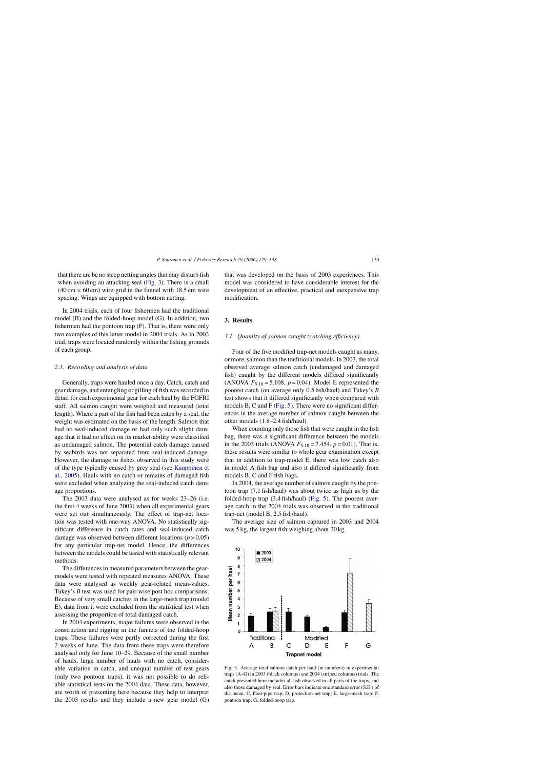that there are be no steep netting angles that may disturb fish when avoiding an attacking seal (Fig. 3). There is a small (40 cm × 60 cm) wire-grid in the funnel with 18.5 cm wire spacing. Wings are equipped with bottom netting.

In 2004 trials, each of four fishermen had the traditional model (B) and the folded-hoop model (G). In addition, two fishermen had the pontoon trap (F). That is, there were only two examples of this latter model in 2004 trials. As in 2003 trial, traps were located randomly within the fishing grounds of each group.

### 2.3. Recording and analysis of data

Generally, traps were hauled once a day. Catch, catch and gear damage, and entangling or gilling of fish was recorded in detail for each experimental gear for each haul by the FGFRI staff. All salmon caught were weighed and measured (total length). Where a part of the fish had been eaten by a seal, the weight was estimated on the basis of the length. Salmon that had no seal-induced damage or had only such slight damage that it had no effect on its market-ability were classified as undamaged salmon. The potential catch damage caused by seabirds was not separated from seal-induced damage. However, the damage to fishes observed in this study were of the type typically caused by grey seal (see Kauppinen et al., 2005). Hauls with no catch or remains of damaged fish were excluded when analyzing the seal-induced catch damage proportions.

The 2003 data were analysed as for weeks 23–26 (i.e. the first 4 weeks of June 2003) when all experimental gears were set out simultaneously. The effect of trap-net location was tested with one-way ANOVA. No statistically significant difference in catch rates and seal-induced catch damage was observed between different locations ($p > 0.05$) for any particular trap-net model. Hence, the differences between the models could be tested with statistically relevant methods.

The differences in measured parameters between the gear-models were tested with repeated measures ANOVA. These data were analysed as weekly gear-related mean-values. Tukey's *B* test was used for pair-wise post hoc comparisons. Because of very small catches in the large-mesh trap (model E), data from it were excluded from the statistical test when assessing the proportion of total damaged catch.

In 2004 experiments, major failures were observed in the construction and rigging in the funnels of the folded-hoop traps. These failures were partly corrected during the first 2 weeks of June. The data from these traps were therefore analysed only for June 10–29. Because of the small number of hauls, large number of hauls with no catch, considerable variation in catch, and unequal number of test gears (only two pontoon traps), it was not possible to do reliable statistical tests on the 2004 data. These data, however, are worth of presenting here because they help to interpret the 2003 results and they include a new gear model (G) that was developed on the basis of 2003 experiences. This model was considered to have considerable interest for the development of an effective, practical and inexpensive trap modification.

## 3. Results

### 3.1. Quantity of salmon caught (catching efficiency)

Four of the five modified trap-net models caught as many, or more, salmon than the traditional models. In 2003, the total observed average salmon catch (undamaged and damaged fish) caught by the different models differed significantly (ANOVA $F_{5,18} = 5.108$, $p = 0.04$). Model E represented the poorest catch (on average only 0.5 fish/haul) and Tukey's *B* test shows that it differed significantly when compared with models B, C and F (Fig. 5). There were no significant differences in the average number of salmon caught between the other models (1.8–2.4 fish/haul).

When counting only those fish that were caught in the fish bag, there was a significant difference between the models in the 2003 trials (ANOVA $F_{5,18} = 7.454$, $p = 0.01$). That is, these results were similar to whole gear examination except that in addition to trap-model E, there was low catch also in model A fish bag and also it differed significantly from models B, C and F fish bags.

In 2004, the average number of salmon caught by the pontoon trap (7.1 fish/haul) was about twice as high as by the folded-hoop trap (3.4 fish/haul) (Fig. 5). The poorest average catch in the 2004 trials was observed in the traditional trap-net (model B, 2.5 fish/haul).

The average size of salmon captured in 2003 and 2004 was 5 kg, the largest fish weighing about 20 kg.

Fig. 5. Average total salmon catch per haul (in numbers) in experimental traps (A–G) in 2003 (black columns) and 2004 (striped columns) trials. The catch presented here includes all fish observed in all parts of the traps, and also those damaged by seal. Error bars indicate one standard error (S.E.) of the mean. C, float-pipe trap; D, protection-net trap; E, large-mesh trap; F, pontoon trap; G, folded-hoop trap.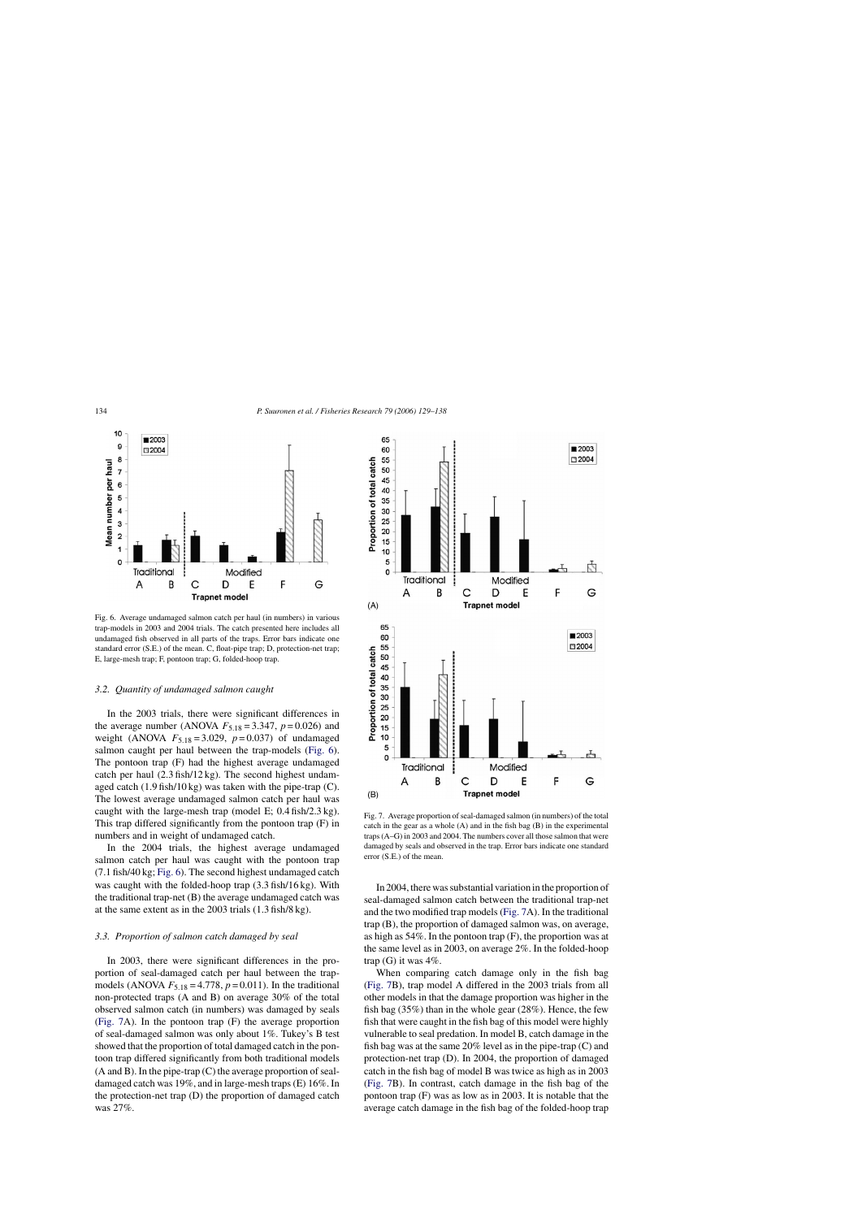Fig. 6. Average undamaged salmon catch per haul (in numbers) in various trap-models in 2003 and 2004 trials. The catch presented here includes all undamaged fish observed in all parts of the traps. Error bars indicate one standard error (S.E.) of the mean. C, float-pipe trap; D, protection-net trap; E, large-mesh trap; F, pontoon trap; G, folded-hoop trap.

### 3.2. Quantity of undamaged salmon caught

In the 2003 trials, there were significant differences in the average number (ANOVA $F_{5,18} = 3.347$, $p = 0.026$) and weight (ANOVA $F_{5,18} = 3.029$, $p = 0.037$) of undamaged salmon caught per haul between the trap-models (Fig. 6). The pontoon trap (F) had the highest average undamaged catch per haul (2.3 fish/12 kg). The second highest undamaged catch (1.9 fish/10 kg) was taken with the pipe-trap (C). The lowest average undamaged salmon catch per haul was caught with the large-mesh trap (model E; 0.4 fish/2.3 kg). This trap differed significantly from the pontoon trap (F) in numbers and in weight of undamaged catch.

In the 2004 trials, the highest average undamaged salmon catch per haul was caught with the pontoon trap (7.1 fish/40 kg; Fig. 6). The second highest undamaged catch was caught with the folded-hoop trap (3.3 fish/16 kg). With the traditional trap-net (B) the average undamaged catch was at the same extent as in the 2003 trials (1.3 fish/8 kg).

### 3.3. Proportion of salmon catch damaged by seal

In 2003, there were significant differences in the proportion of seal-damaged catch per haul between the trap-models (ANOVA $F_{5,18} = 4.778$, $p = 0.011$). In the traditional non-protected traps (A and B) on average 30% of the total observed salmon catch (in numbers) was damaged by seals (Fig. 7A). In the pontoon trap (F) the average proportion of seal-damaged salmon was only about 1%. Tukey's B test showed that the proportion of total damaged catch in the pontoon trap differed significantly from both traditional models (A and B). In the pipe-trap (C) the average proportion of seal-damaged catch was 19%, and in large-mesh traps (E) 16%. In the protection-net trap (D) the proportion of damaged catch was 27%.

Fig. 7. Average proportion of seal-damaged salmon (in numbers) of the total catch in the gear as a whole (A) and in the fish bag (B) in the experimental traps (A–G) in 2003 and 2004. The numbers cover all those salmon that were damaged by seals and observed in the trap. Error bars indicate one standard error (S.E.) of the mean.

In 2004, there was substantial variation in the proportion of seal-damaged salmon catch between the traditional trap-net and the two modified trap models (Fig. 7A). In the traditional trap (B), the proportion of damaged salmon was, on average, as high as 54%. In the pontoon trap (F), the proportion was at the same level as in 2003, on average 2%. In the folded-hoop trap (G) it was 4%.

When comparing catch damage only in the fish bag (Fig. 7B), trap model A differed in the 2003 trials from all other models in that the damage proportion was higher in the fish bag (35%) than in the whole gear (28%). Hence, the few fish that were caught in the fish bag of this model were highly vulnerable to seal predation. In model B, catch damage in the fish bag was at the same 20% level as in the pipe-trap (C) and protection-net trap (D). In 2004, the proportion of damaged catch in the fish bag of model B was twice as high as in 2003 (Fig. 7B). In contrast, catch damage in the fish bag of the pontoon trap (F) was as low as in 2003. It is notable that the average catch damage in the fish bag of the folded-hoop trap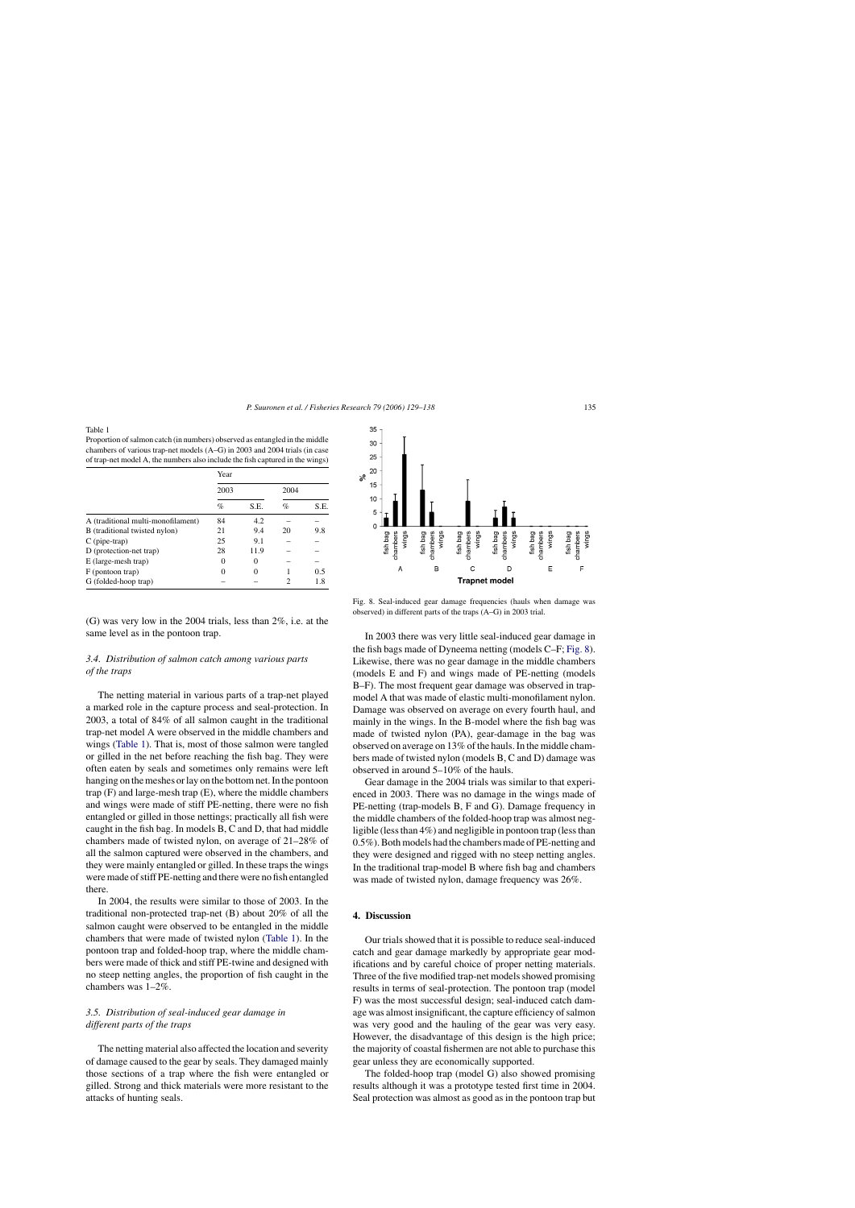Table 1
Proportion of salmon catch (in numbers) observed as entangled in the middle chambers of various trap-net models (A–G) in 2003 and 2004 trials (in case of trap-net model A, the numbers also include the fish captured in the wings)

| | Year | | | |
|---|---|---|---|---|
| | 2003 | | 2004 | |
| | % | S.E. | % | S.E. |
| A (traditional multi-monofilament) | 84 | 4.2 | – | – |
| B (traditional twisted nylon) | 21 | 9.4 | 20 | 9.8 |
| C (pipe-trap) | 25 | 9.1 | – | – |
| D (protection-net trap) | 28 | 11.9 | – | – |
| E (large-mesh trap) | 0 | 0 | – | – |
| F (pontoon trap) | 0 | 0 | 1 | 0.5 |
| G (folded-hoop trap) | – | – | 2 | 1.8 |

(G) was very low in the 2004 trials, less than 2%, i.e. at the same level as in the pontoon trap.

### 3.4. Distribution of salmon catch among various parts of the traps

The netting material in various parts of a trap-net played a marked role in the capture process and seal-protection. In 2003, a total of 84% of all salmon caught in the traditional trap-net model A were observed in the middle chambers and wings (Table 1). That is, most of those salmon were tangled or gilled in the net before reaching the fish bag. They were often eaten by seals and sometimes only remains were left hanging on the meshes or lay on the bottom net. In the pontoon trap (F) and large-mesh trap (E), where the middle chambers and wings were made of stiff PE-netting, there were no fish entangled or gilled in those nettings; practically all fish were caught in the fish bag. In models B, C and D, that had middle chambers made of twisted nylon, on average of 21–28% of all the salmon captured were observed in the chambers, and they were mainly entangled or gilled. In these traps the wings were made of stiff PE-netting and there were no fish entangled there.

In 2004, the results were similar to those of 2003. In the traditional non-protected trap-net (B) about 20% of all the salmon caught were observed to be entangled in the middle chambers that were made of twisted nylon (Table 1). In the pontoon trap and folded-hoop trap, where the middle chambers were made of thick and stiff PE-twine and designed with no steep netting angles, the proportion of fish caught in the chambers was 1–2%.

### 3.5. Distribution of seal-induced gear damage in different parts of the traps

The netting material also affected the location and severity of damage caused to the gear by seals. They damaged mainly those sections of a trap where the fish were entangled or gilled. Strong and thick materials were more resistant to the attacks of hunting seals.

Fig. 8. Seal-induced gear damage frequencies (hauls when damage was observed) in different parts of the traps (A–G) in 2003 trial.

In 2003 there was very little seal-induced gear damage in the fish bags made of Dyneema netting (models C–F; Fig. 8). Likewise, there was no gear damage in the middle chambers (models E and F) and wings made of PE-netting (models B–F). The most frequent gear damage was observed in trap-model A that was made of elastic multi-monofilament nylon. Damage was observed on average on every fourth haul, and mainly in the wings. In the B-model where the fish bag was made of twisted nylon (PA), gear-damage in the bag was observed on average on 13% of the hauls. In the middle chambers made of twisted nylon (models B, C and D) damage was observed in around 5–10% of the hauls.

Gear damage in the 2004 trials was similar to that experienced in 2003. There was no damage in the wings made of PE-netting (trap-models B, F and G). Damage frequency in the middle chambers of the folded-hoop trap was almost negligible (less than 4%) and negligible in pontoon trap (less than 0.5%). Both models had the chambers made of PE-netting and they were designed and rigged with no steep netting angles. In the traditional trap-model B where fish bag and chambers was made of twisted nylon, damage frequency was 26%.

## 4. Discussion

Our trials showed that it is possible to reduce seal-induced catch and gear damage markedly by appropriate gear modifications and by careful choice of proper netting materials. Three of the five modified trap-net models showed promising results in terms of seal-protection. The pontoon trap (model F) was the most successful design; seal-induced catch damage was almost insignificant, the capture efficiency of salmon was very good and the hauling of the gear was very easy. However, the disadvantage of this design is the high price; the majority of coastal fishermen are not able to purchase this gear unless they are economically supported.

The folded-hoop trap (model G) also showed promising results although it was a prototype tested first time in 2004. Seal protection was almost as good as in the pontoon trap but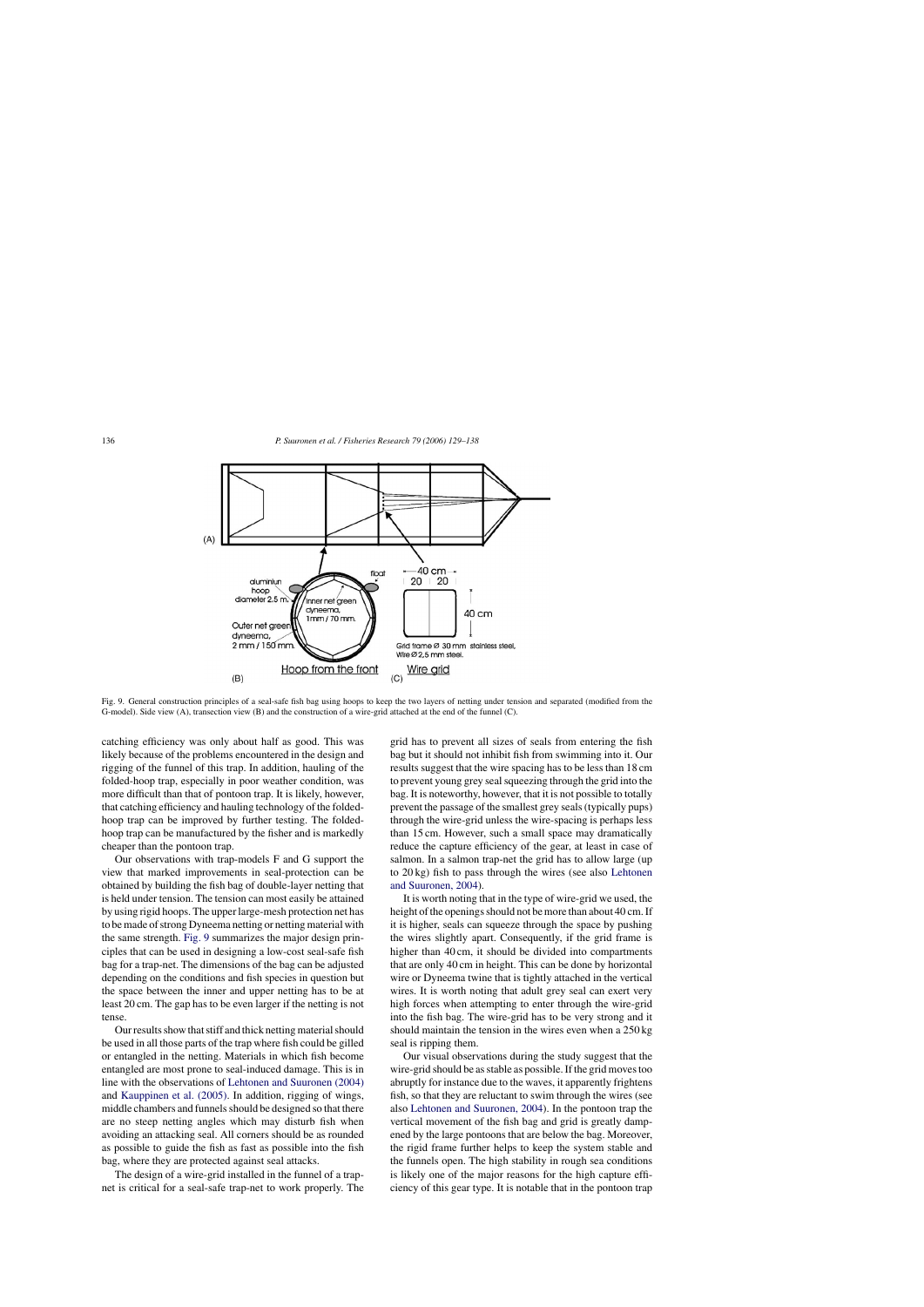Fig. 9. General construction principles of a seal-safe fish bag using hoops to keep the two layers of netting under tension and separated (modified from the G-model). Side view (A), transection view (B) and the construction of a wire-grid attached at the end of the funnel (C).

catching efficiency was only about half as good. This was likely because of the problems encountered in the design and rigging of the funnel of this trap. In addition, hauling of the folded-hoop trap, especially in poor weather condition, was more difficult than that of pontoon trap. It is likely, however, that catching efficiency and hauling technology of the folded-hoop trap can be improved by further testing. The folded-hoop trap can be manufactured by the fisher and is markedly cheaper than the pontoon trap.

Our observations with trap-models F and G support the view that marked improvements in seal-protection can be obtained by building the fish bag of double-layer netting that is held under tension. The tension can most easily be attained by using rigid hoops. The upper large-mesh protection net has to be made of strong Dyneema netting or netting material with the same strength. Fig. 9 summarizes the major design principles that can be used in designing a low-cost seal-safe fish bag for a trap-net. The dimensions of the bag can be adjusted depending on the conditions and fish species in question but the space between the inner and upper netting has to be at least 20 cm. The gap has to be even larger if the netting is not tense.

Our results show that stiff and thick netting material should be used in all those parts of the trap where fish could be gilled or entangled in the netting. Materials in which fish become entangled are most prone to seal-induced damage. This is in line with the observations of Lehtonen and Suuronen (2004) and Kauppinen et al. (2005). In addition, rigging of wings, middle chambers and funnels should be designed so that there are no steep netting angles which may disturb fish when avoiding an attacking seal. All corners should be as rounded as possible to guide the fish as fast as possible into the fish bag, where they are protected against seal attacks.

The design of a wire-grid installed in the funnel of a trap-net is critical for a seal-safe trap-net to work properly. The grid has to prevent all sizes of seals from entering the fish bag but it should not inhibit fish from swimming into it. Our results suggest that the wire spacing has to be less than 18 cm to prevent young grey seal squeezing through the grid into the bag. It is noteworthy, however, that it is not possible to totally prevent the passage of the smallest grey seals (typically pups) through the wire-grid unless the wire-spacing is perhaps less than 15 cm. However, such a small space may dramatically reduce the capture efficiency of the gear, at least in case of salmon. In a salmon trap-net the grid has to allow large (up to 20 kg) fish to pass through the wires (see also Lehtonen and Suuronen, 2004).

It is worth noting that in the type of wire-grid we used, the height of the openings should not be more than about 40 cm. If it is higher, seals can squeeze through the space by pushing the wires slightly apart. Consequently, if the grid frame is higher than 40 cm, it should be divided into compartments that are only 40 cm in height. This can be done by horizontal wire or Dyneema twine that is tightly attached in the vertical wires. It is worth noting that adult grey seal can exert very high forces when attempting to enter through the wire-grid into the fish bag. The wire-grid has to be very strong and it should maintain the tension in the wires even when a 250 kg seal is ripping them.

Our visual observations during the study suggest that the wire-grid should be as stable as possible. If the grid moves too abruptly for instance due to the waves, it apparently frightens fish, so that they are reluctant to swim through the wires (see also Lehtonen and Suuronen, 2004). In the pontoon trap the vertical movement of the fish bag and grid is greatly dampened by the large pontoons that are below the bag. Moreover, the rigid frame further helps to keep the system stable and the funnels open. The high stability in rough sea conditions is likely one of the major reasons for the high capture efficiency of this gear type. It is notable that in the pontoon trap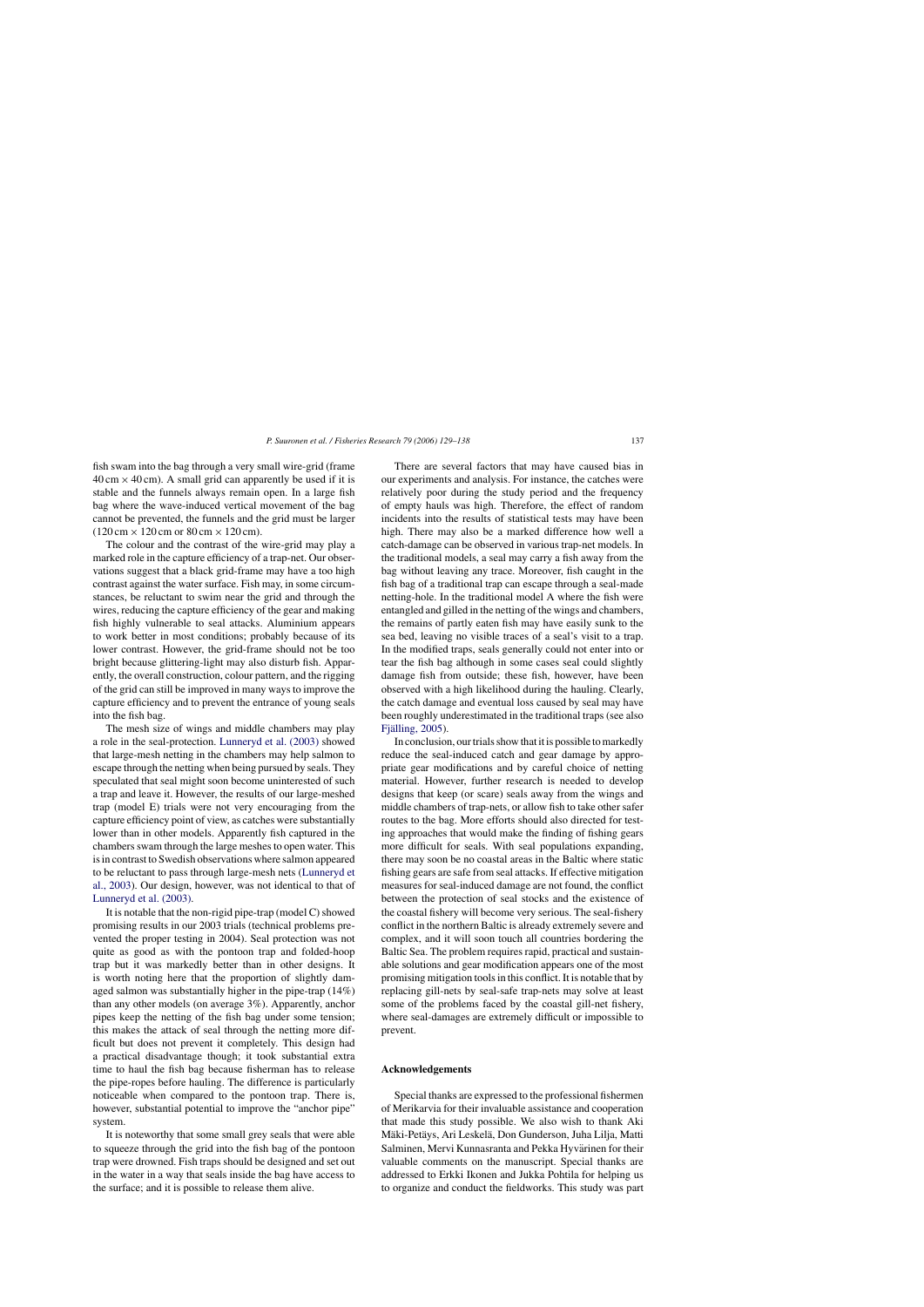fish swam into the bag through a very small wire-grid (frame $40\,\text{cm} \times 40\,\text{cm}$). A small grid can apparently be used if it is stable and the funnels always remain open. In a large fish bag where the wave-induced vertical movement of the bag cannot be prevented, the funnels and the grid must be larger ($120\,\text{cm} \times 120\,\text{cm}$ or $80\,\text{cm} \times 120\,\text{cm}$).

The colour and the contrast of the wire-grid may play a marked role in the capture efficiency of a trap-net. Our observations suggest that a black grid-frame may have a too high contrast against the water surface. Fish may, in some circumstances, be reluctant to swim near the grid and through the wires, reducing the capture efficiency of the gear and making fish highly vulnerable to seal attacks. Aluminium appears to work better in most conditions; probably because of its lower contrast. However, the grid-frame should not be too bright because glittering-light may also disturb fish. Apparently, the overall construction, colour pattern, and the rigging of the grid can still be improved in many ways to improve the capture efficiency and to prevent the entrance of young seals into the fish bag.

The mesh size of wings and middle chambers may play a role in the seal-protection. Lunneryd et al. (2003) showed that large-mesh netting in the chambers may help salmon to escape through the netting when being pursued by seals. They speculated that seal might soon become uninterested of such a trap and leave it. However, the results of our large-meshed trap (model E) trials were not very encouraging from the capture efficiency point of view, as catches were substantially lower than in other models. Apparently fish captured in the chambers swam through the large meshes to open water. This is in contrast to Swedish observations where salmon appeared to be reluctant to pass through large-mesh nets (Lunneryd et al., 2003). Our design, however, was not identical to that of Lunneryd et al. (2003).

It is notable that the non-rigid pipe-trap (model C) showed promising results in our 2003 trials (technical problems prevented the proper testing in 2004). Seal protection was not quite as good as with the pontoon trap and folded-hoop trap but it was markedly better than in other designs. It is worth noting here that the proportion of slightly damaged salmon was substantially higher in the pipe-trap (14%) than any other models (on average 3%). Apparently, anchor pipes keep the netting of the fish bag under some tension; this makes the attack of seal through the netting more difficult but does not prevent it completely. This design had a practical disadvantage though; it took substantial extra time to haul the fish bag because fisherman has to release the pipe-ropes before hauling. The difference is particularly noticeable when compared to the pontoon trap. There is, however, substantial potential to improve the "anchor pipe" system.

It is noteworthy that some small grey seals that were able to squeeze through the grid into the fish bag of the pontoon trap were drowned. Fish traps should be designed and set out in the water in a way that seals inside the bag have access to the surface; and it is possible to release them alive.

There are several factors that may have caused bias in our experiments and analysis. For instance, the catches were relatively poor during the study period and the frequency of empty hauls was high. Therefore, the effect of random incidents into the results of statistical tests may have been high. There may also be a marked difference how well a catch-damage can be observed in various trap-net models. In the traditional models, a seal may carry a fish away from the bag without leaving any trace. Moreover, fish caught in the fish bag of a traditional trap can escape through a seal-made netting-hole. In the traditional model A where the fish were entangled and gilled in the netting of the wings and chambers, the remains of partly eaten fish may have easily sunk to the sea bed, leaving no visible traces of a seal's visit to a trap. In the modified traps, seals generally could not enter into or tear the fish bag although in some cases seal could slightly damage fish from outside; these fish, however, have been observed with a high likelihood during the hauling. Clearly, the catch damage and eventual loss caused by seal may have been roughly underestimated in the traditional traps (see also Fjälling, 2005).

In conclusion, our trials show that it is possible to markedly reduce the seal-induced catch and gear damage by appropriate gear modifications and by careful choice of netting material. However, further research is needed to develop designs that keep (or scare) seals away from the wings and middle chambers of trap-nets, or allow fish to take other safer routes to the bag. More efforts should also directed for testing approaches that would make the finding of fishing gears more difficult for seals. With seal populations expanding, there may soon be no coastal areas in the Baltic where static fishing gears are safe from seal attacks. If effective mitigation measures for seal-induced damage are not found, the conflict between the protection of seal stocks and the existence of the coastal fishery will become very serious. The seal-fishery conflict in the northern Baltic is already extremely severe and complex, and it will soon touch all countries bordering the Baltic Sea. The problem requires rapid, practical and sustainable solutions and gear modification appears one of the most promising mitigation tools in this conflict. It is notable that by replacing gill-nets by seal-safe trap-nets may solve at least some of the problems faced by the coastal gill-net fishery, where seal-damages are extremely difficult or impossible to prevent.

## Acknowledgements

Special thanks are expressed to the professional fishermen of Merikarvia for their invaluable assistance and cooperation that made this study possible. We also wish to thank Aki Mäki-Petäys, Ari Leskelä, Don Gunderson, Juha Lilja, Matti Salminen, Mervi Kunnasranta and Pekka Hyvärinen for their valuable comments on the manuscript. Special thanks are addressed to Erkki Ikonen and Jukka Pohtila for helping us to organize and conduct the fieldworks. This study was part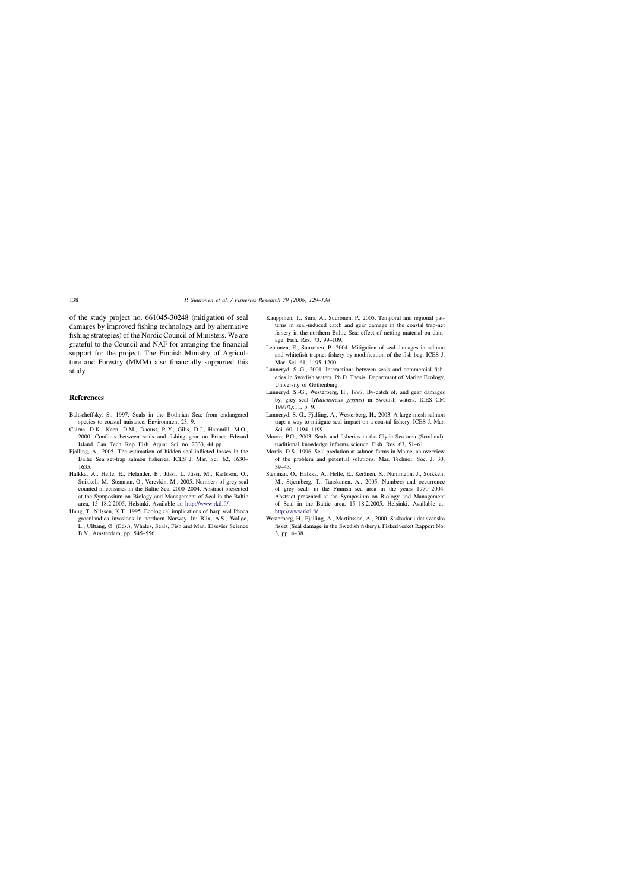of the study project no. 661045-30248 (mitigation of seal damages by improved fishing technology and by alternative fishing strategies) of the Nordic Council of Ministers. We are grateful to the Council and NAF for arranging the financial support for the project. The Finnish Ministry of Agriculture and Forestry (MMM) also financially supported this study.

## References

Baltscheffsky, S., 1997. Seals in the Bothnian Sea: from endangered species to coastal nuisance. Environment 23, 9.

Cairns, D.K., Keen, D.M., Daoust, P.-Y., Gilis, D.J., Hammill, M.O., 2000. Conflicts between seals and fishing gear on Prince Edward Island. Can. Tech. Rep. Fish. Aquat. Sci. no. 2333, 44 pp.

Fjälling, A., 2005. The estimation of hidden seal-inflicted losses in the Baltic Sea set-trap salmon fisheries. ICES J. Mar. Sci. 62, 1630–1635.

Halkka, A., Helle, E., Helander, B., Jüssi, I., Jüssi, M., Karlsson, O., Soikkeli, M., Stenman, O., Verevkin, M., 2005. Numbers of grey seal counted in censuses in the Baltic Sea, 2000–2004. Abstract presented at the Symposium on Biology and Management of Seal in the Baltic area, 15–18.2.2005, Helsinki. Available at: http://www.rktl.fi/.

Haug, T., Nilssen, K.T., 1995. Ecological implications of harp seal Phoca groenlandica invasions in northern Norway. In: Blix, A.S., Walløe, L., Ulltang, Ø. (Eds.), Whales, Seals, Fish and Man. Elsevier Science B.V., Amsterdam, pp. 545–556.

Kauppinen, T., Siira, A., Suuronen, P., 2005. Temporal and regional patterns in seal-induced catch and gear damage in the coastal trap-net fishery in the northern Baltic Sea: effect of netting material on damage. Fish. Res. 73, 99–109.

Lehtonen, E., Suuronen, P., 2004. Mitigation of seal-damages in salmon and whitefish trapnet fishery by modification of the fish bag. ICES J. Mar. Sci. 61, 1195–1200.

Lunneryd, S.-G., 2001. Interactions between seals and commercial fisheries in Swedish waters. Ph.D. Thesis. Department of Marine Ecology, University of Gothenburg.

Lunneryd, S.-G., Westerberg, H., 1997. By-catch of, and gear damages by, grey seal (*Halichoreus grypus*) in Swedish waters. ICES CM 1997/Q:11, p. 9.

Lunneryd, S.-G., Fjälling, A., Westerberg, H., 2003. A large-mesh salmon trap: a way to mitigate seal impact on a coastal fishery. ICES J. Mar. Sci. 60, 1194–1199.

Moore, P.G., 2003. Seals and fisheries in the Clyde Sea area (Scotland): traditional knowledge informs science. Fish. Res. 63, 51–61.

Morris, D.S., 1996. Seal predation at salmon farms in Maine, an overview of the problem and potential solutions. Mar. Technol. Soc. J. 30, 39–43.

Stenman, O., Halkka, A., Helle, E., Keränen, S., Nummelin, J., Soikkeli, M., Stjernberg, T., Tanskanen, A., 2005. Numbers and occurrence of grey seals in the Finnish sea area in the years 1970–2004. Abstract presented at the Symposium on Biology and Management of Seal in the Baltic area, 15–18.2.2005, Helsinki. Available at: http://www.rktl.fi/.

Westerberg, H., Fjälling, A., Martinsson, A., 2000. Säskador i det svenska fisket (Seal damage in the Swedish fishery). Fiskeriverket Rapport No. 3, pp. 4–38.